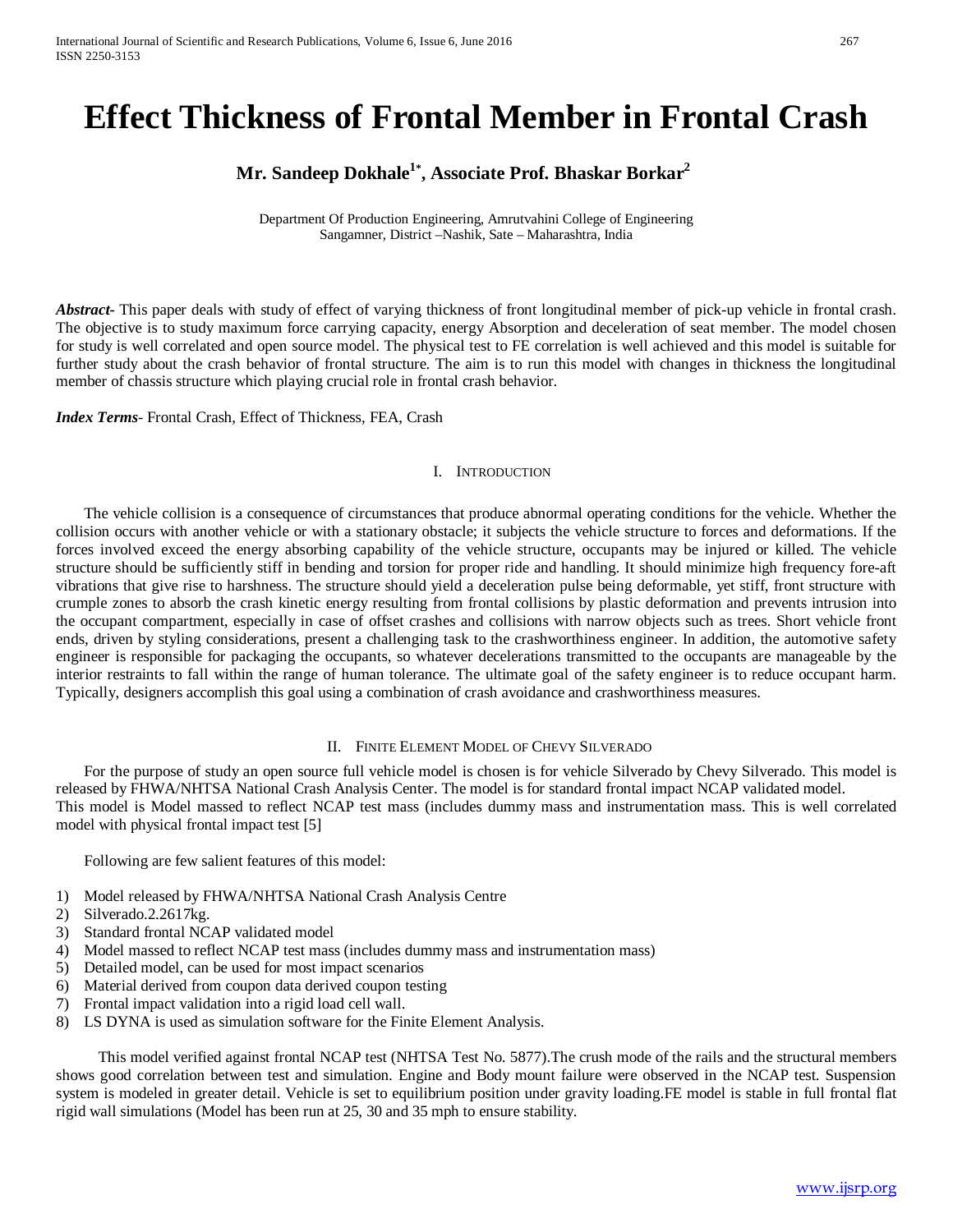# Effect Thickness of Frontal Member in Frontal Crash

**Mr. Sandeep Dokhale[1*], Associate Prof. Bhaskar Borkar[2]**

Department Of Production Engineering, Amrutvahini College of Engineering
Sangamner, District –Nashik, Sate – Maharashtra, India

***Abstract***- This paper deals with study of effect of varying thickness of front longitudinal member of pick-up vehicle in frontal crash. The objective is to study maximum force carrying capacity, energy Absorption and deceleration of seat member. The model chosen for study is well correlated and open source model. The physical test to FE correlation is well achieved and this model is suitable for further study about the crash behavior of frontal structure. The aim is to run this model with changes in thickness the longitudinal member of chassis structure which playing crucial role in frontal crash behavior.

***Index Terms***- Frontal Crash, Effect of Thickness, FEA, Crash

## I. Introduction

The vehicle collision is a consequence of circumstances that produce abnormal operating conditions for the vehicle. Whether the collision occurs with another vehicle or with a stationary obstacle; it subjects the vehicle structure to forces and deformations. If the forces involved exceed the energy absorbing capability of the vehicle structure, occupants may be injured or killed. The vehicle structure should be sufficiently stiff in bending and torsion for proper ride and handling. It should minimize high frequency fore-aft vibrations that give rise to harshness. The structure should yield a deceleration pulse being deformable, yet stiff, front structure with crumple zones to absorb the crash kinetic energy resulting from frontal collisions by plastic deformation and prevents intrusion into the occupant compartment, especially in case of offset crashes and collisions with narrow objects such as trees. Short vehicle front ends, driven by styling considerations, present a challenging task to the crashworthiness engineer. In addition, the automotive safety engineer is responsible for packaging the occupants, so whatever decelerations transmitted to the occupants are manageable by the interior restraints to fall within the range of human tolerance. The ultimate goal of the safety engineer is to reduce occupant harm. Typically, designers accomplish this goal using a combination of crash avoidance and crashworthiness measures.

## II. Finite Element Model of Chevy Silverado

For the purpose of study an open source full vehicle model is chosen is for vehicle Silverado by Chevy Silverado. This model is released by FHWA/NHTSA National Crash Analysis Center. The model is for standard frontal impact NCAP validated model.
This model is Model massed to reflect NCAP test mass (includes dummy mass and instrumentation mass. This is well correlated model with physical frontal impact test [5]

Following are few salient features of this model:

1) Model released by FHWA/NHTSA National Crash Analysis Centre
2) Silverado.2.2617kg.
3) Standard frontal NCAP validated model
4) Model massed to reflect NCAP test mass (includes dummy mass and instrumentation mass)
5) Detailed model, can be used for most impact scenarios
6) Material derived from coupon data derived coupon testing
7) Frontal impact validation into a rigid load cell wall.
8) LS DYNA is used as simulation software for the Finite Element Analysis.

This model verified against frontal NCAP test (NHTSA Test No. 5877).The crush mode of the rails and the structural members shows good correlation between test and simulation. Engine and Body mount failure were observed in the NCAP test. Suspension system is modeled in greater detail. Vehicle is set to equilibrium position under gravity loading.FE model is stable in full frontal flat rigid wall simulations (Model has been run at 25, 30 and 35 mph to ensure stability.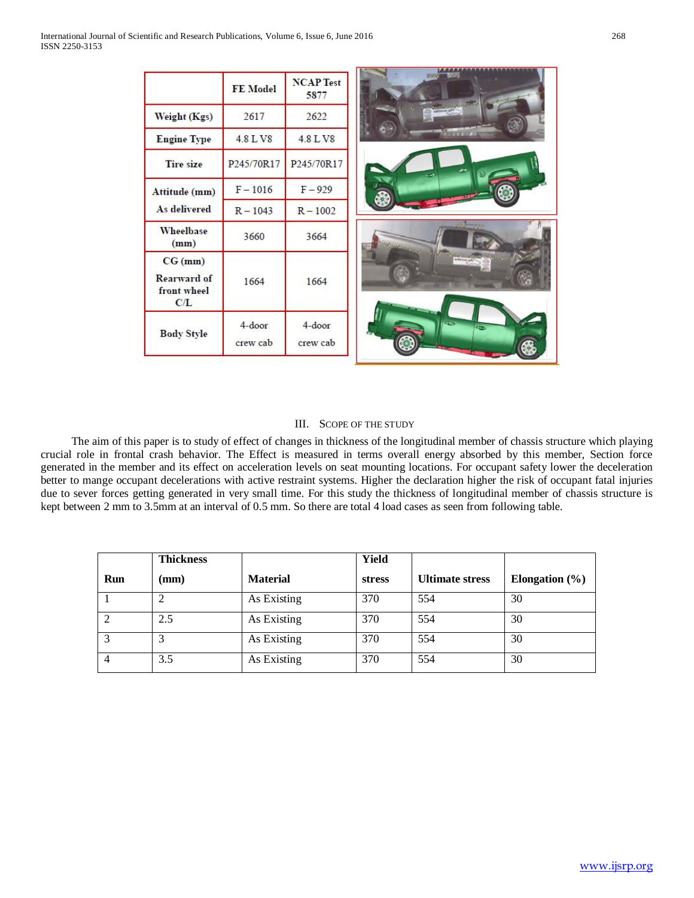|  | FE Model | NCAP Test 5877 |
|---|---|---|
| Weight (Kgs) | 2617 | 2622 |
| Engine Type | 4.8 L V8 | 4.8 L V8 |
| Tire size | P245/70R17 | P245/70R17 |
| Attitude (mm) | F – 1016 | F – 929 |
| As delivered | R – 1043 | R – 1002 |
| Wheelbase (mm) | 3660 | 3664 |
| CG (mm) Rearward of front wheel C/L | 1664 | 1664 |
| Body Style | 4-door crew cab | 4-door crew cab |

## III. Scope of the Study

The aim of this paper is to study of effect of changes in thickness of the longitudinal member of chassis structure which playing crucial role in frontal crash behavior. The Effect is measured in terms overall energy absorbed by this member, Section force generated in the member and its effect on acceleration levels on seat mounting locations. For occupant safety lower the deceleration better to mange occupant decelerations with active restraint systems. Higher the declaration higher the risk of occupant fatal injuries due to sever forces getting generated in very small time. For this study the thickness of longitudinal member of chassis structure is kept between 2 mm to 3.5mm at an interval of 0.5 mm. So there are total 4 load cases as seen from following table.

| Run | Thickness (mm) | Material | Yield stress | Ultimate stress | Elongation (%) |
|---|---|---|---|---|---|
| 1 | 2 | As Existing | 370 | 554 | 30 |
| 2 | 2.5 | As Existing | 370 | 554 | 30 |
| 3 | 3 | As Existing | 370 | 554 | 30 |
| 4 | 3.5 | As Existing | 370 | 554 | 30 |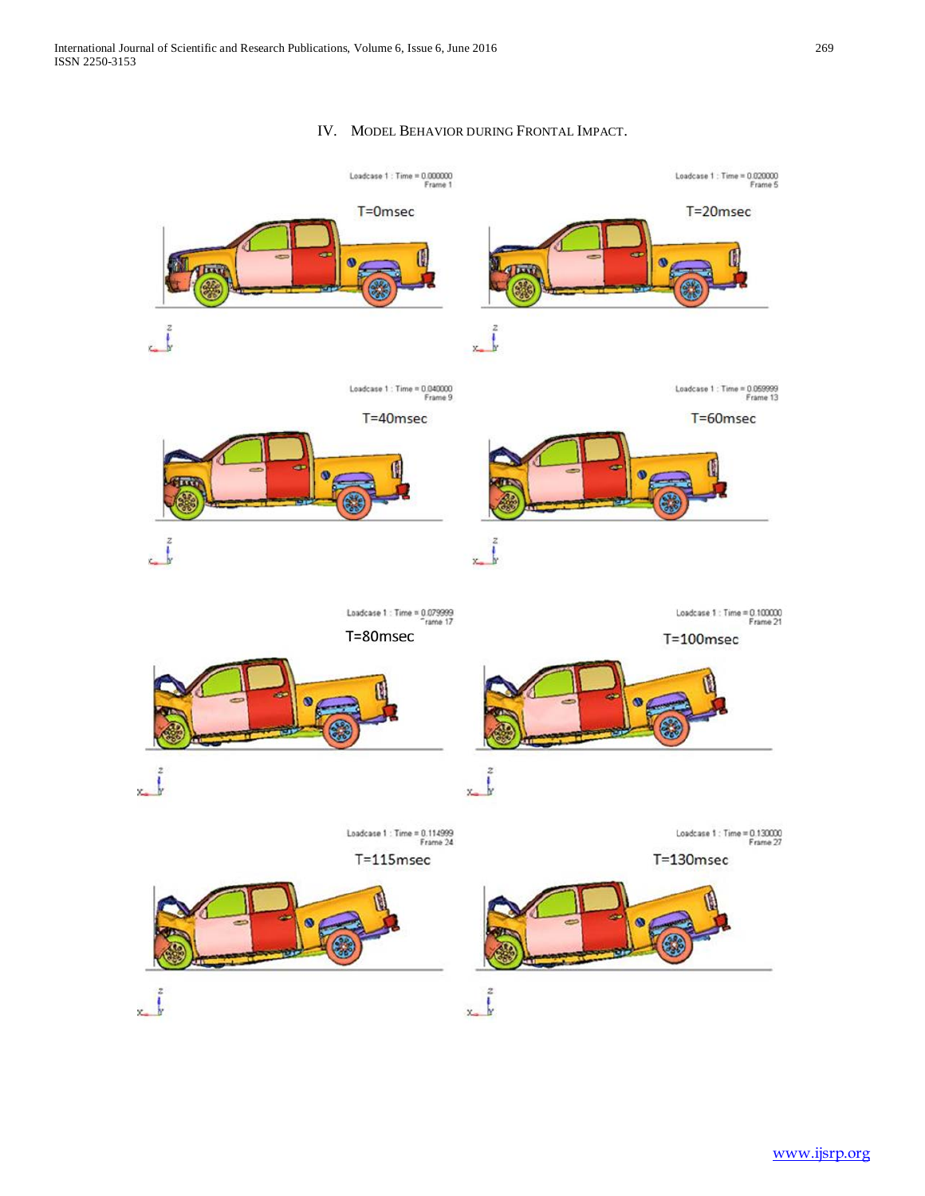## IV. Model Behavior during Frontal Impact.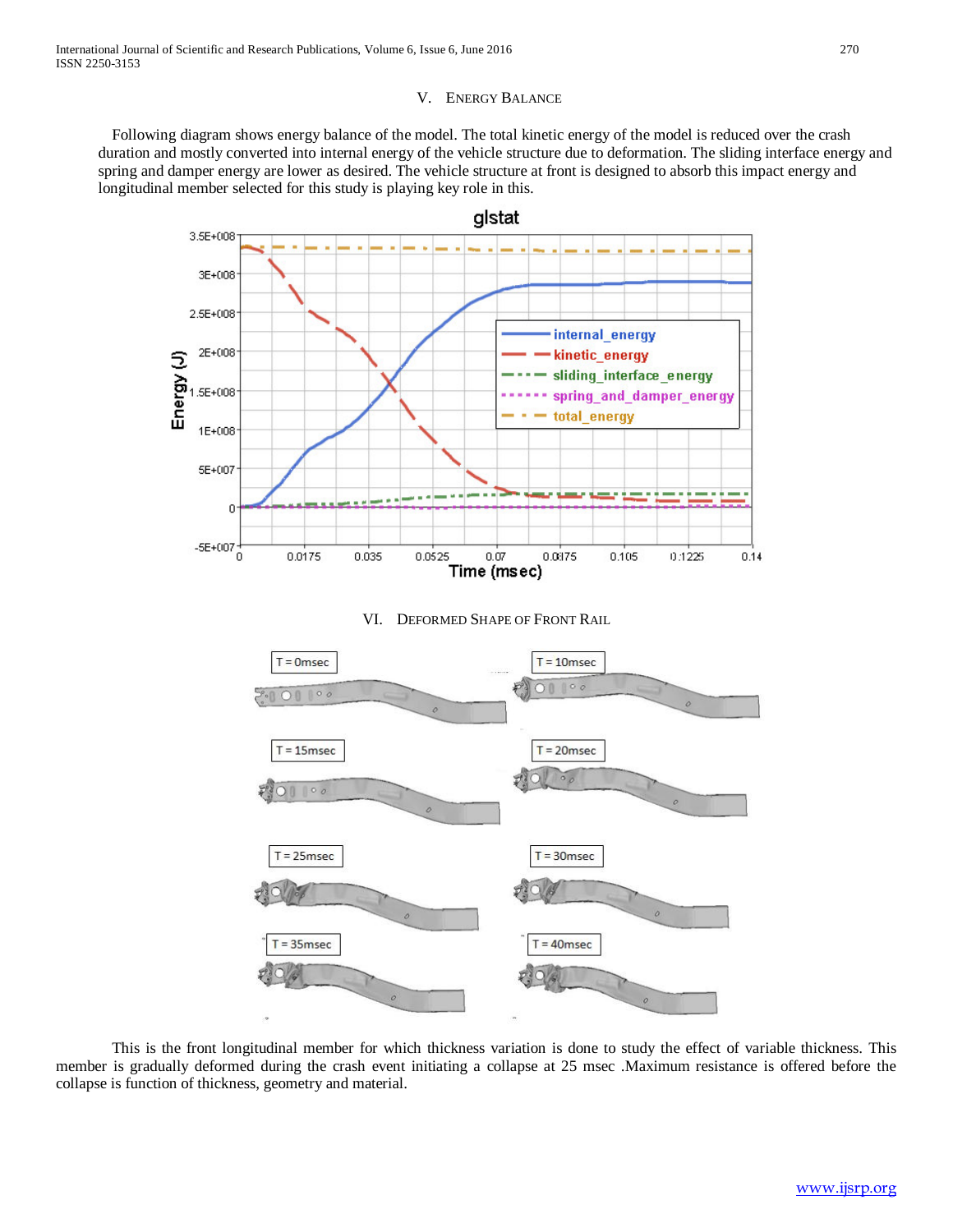## V. Energy Balance

Following diagram shows energy balance of the model. The total kinetic energy of the model is reduced over the crash duration and mostly converted into internal energy of the vehicle structure due to deformation. The sliding interface energy and spring and damper energy are lower as desired. The vehicle structure at front is designed to absorb this impact energy and longitudinal member selected for this study is playing key role in this.

## VI. Deformed Shape of Front Rail

This is the front longitudinal member for which thickness variation is done to study the effect of variable thickness. This member is gradually deformed during the crash event initiating a collapse at 25 msec .Maximum resistance is offered before the collapse is function of thickness, geometry and material.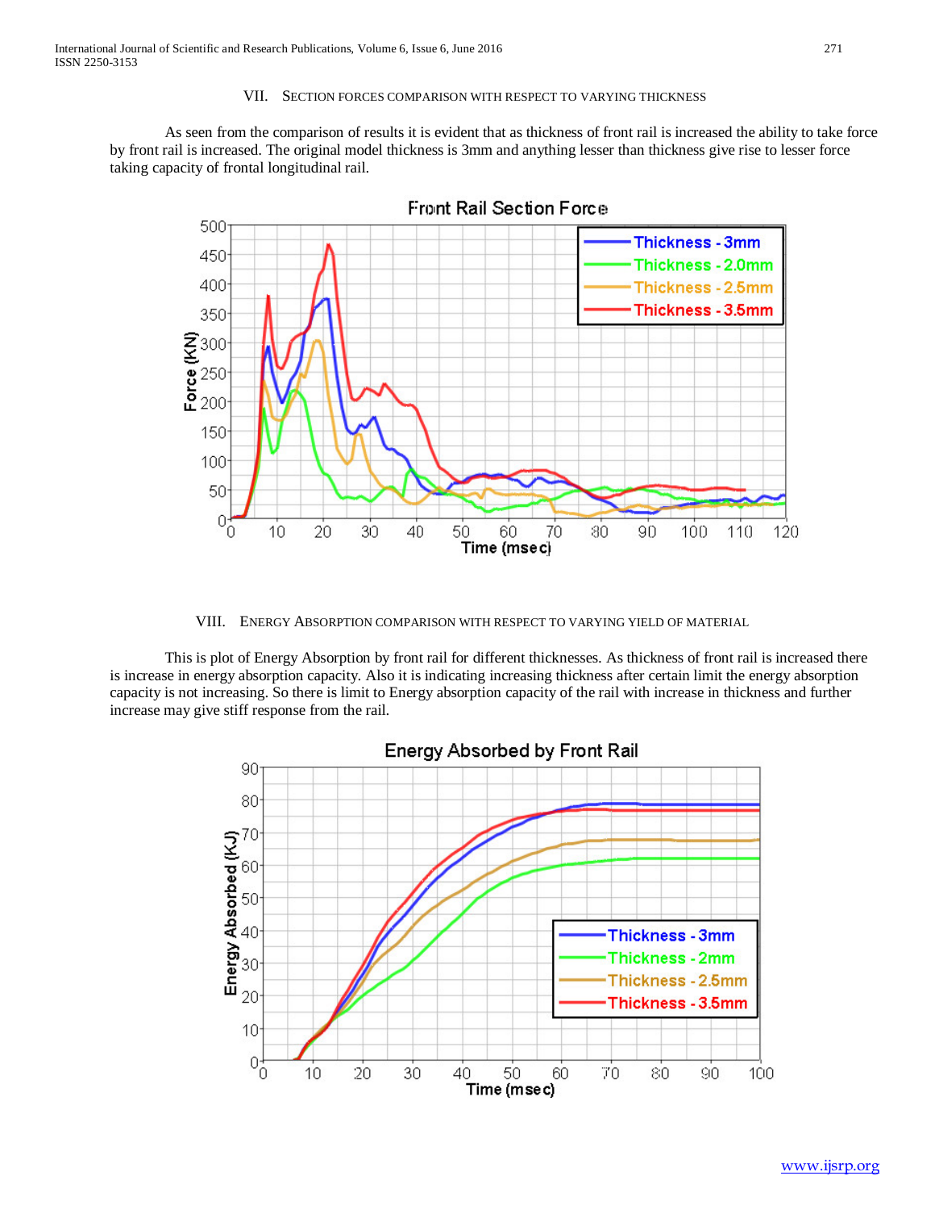## VII. Section Forces Comparison with Respect to Varying Thickness

As seen from the comparison of results it is evident that as thickness of front rail is increased the ability to take force by front rail is increased. The original model thickness is 3mm and anything lesser than thickness give rise to lesser force taking capacity of frontal longitudinal rail.

## VIII. Energy Absorption Comparison with Respect to Varying Yield of Material

This is plot of Energy Absorption by front rail for different thicknesses. As thickness of front rail is increased there is increase in energy absorption capacity. Also it is indicating increasing thickness after certain limit the energy absorption capacity is not increasing. So there is limit to Energy absorption capacity of the rail with increase in thickness and further increase may give stiff response from the rail.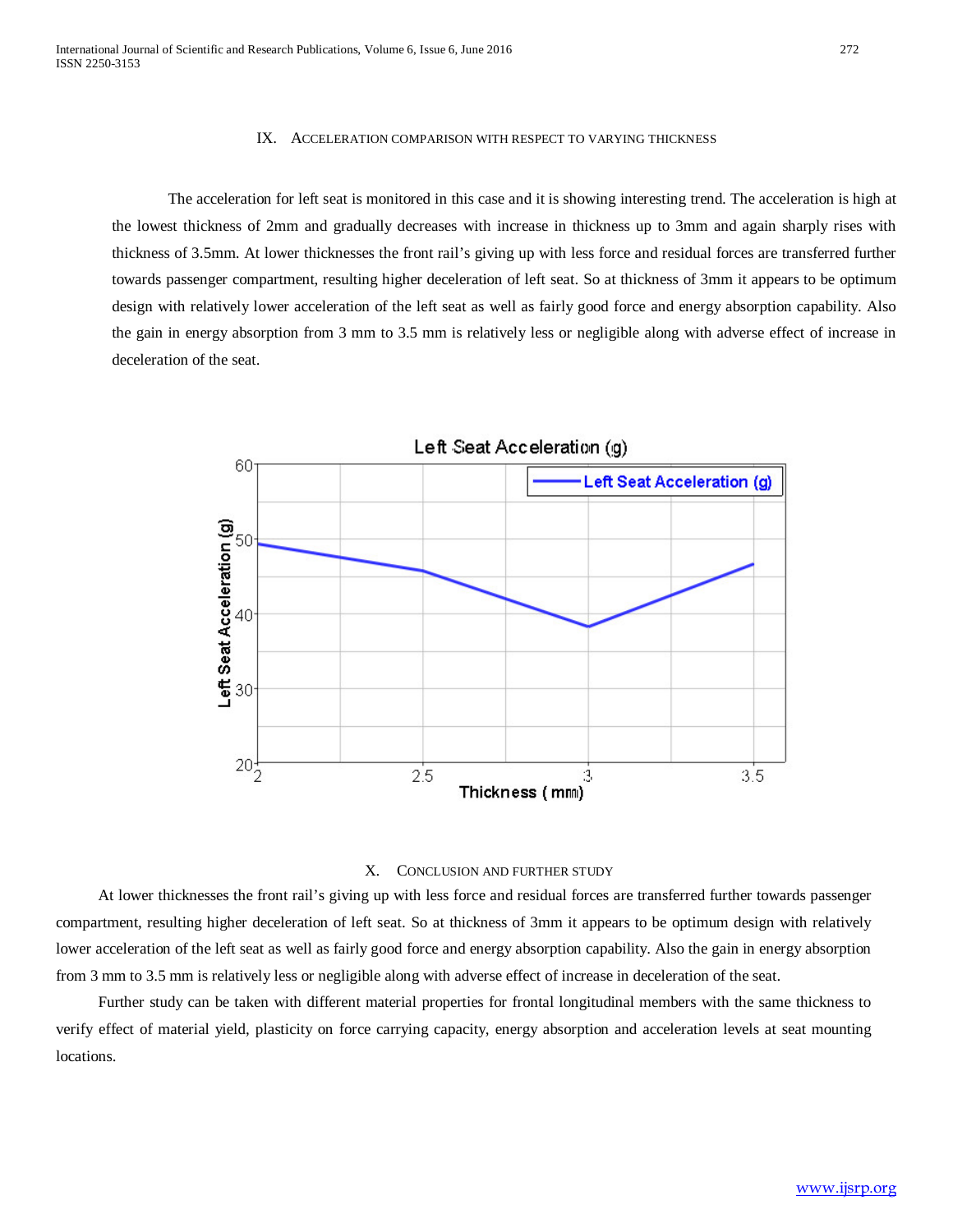## IX. Acceleration Comparison with Respect to Varying Thickness

The acceleration for left seat is monitored in this case and it is showing interesting trend. The acceleration is high at the lowest thickness of 2mm and gradually decreases with increase in thickness up to 3mm and again sharply rises with thickness of 3.5mm. At lower thicknesses the front rail's giving up with less force and residual forces are transferred further towards passenger compartment, resulting higher deceleration of left seat. So at thickness of 3mm it appears to be optimum design with relatively lower acceleration of the left seat as well as fairly good force and energy absorption capability. Also the gain in energy absorption from 3 mm to 3.5 mm is relatively less or negligible along with adverse effect of increase in deceleration of the seat.

## X. Conclusion and Further Study

At lower thicknesses the front rail's giving up with less force and residual forces are transferred further towards passenger compartment, resulting higher deceleration of left seat. So at thickness of 3mm it appears to be optimum design with relatively lower acceleration of the left seat as well as fairly good force and energy absorption capability. Also the gain in energy absorption from 3 mm to 3.5 mm is relatively less or negligible along with adverse effect of increase in deceleration of the seat.

Further study can be taken with different material properties for frontal longitudinal members with the same thickness to verify effect of material yield, plasticity on force carrying capacity, energy absorption and acceleration levels at seat mounting locations.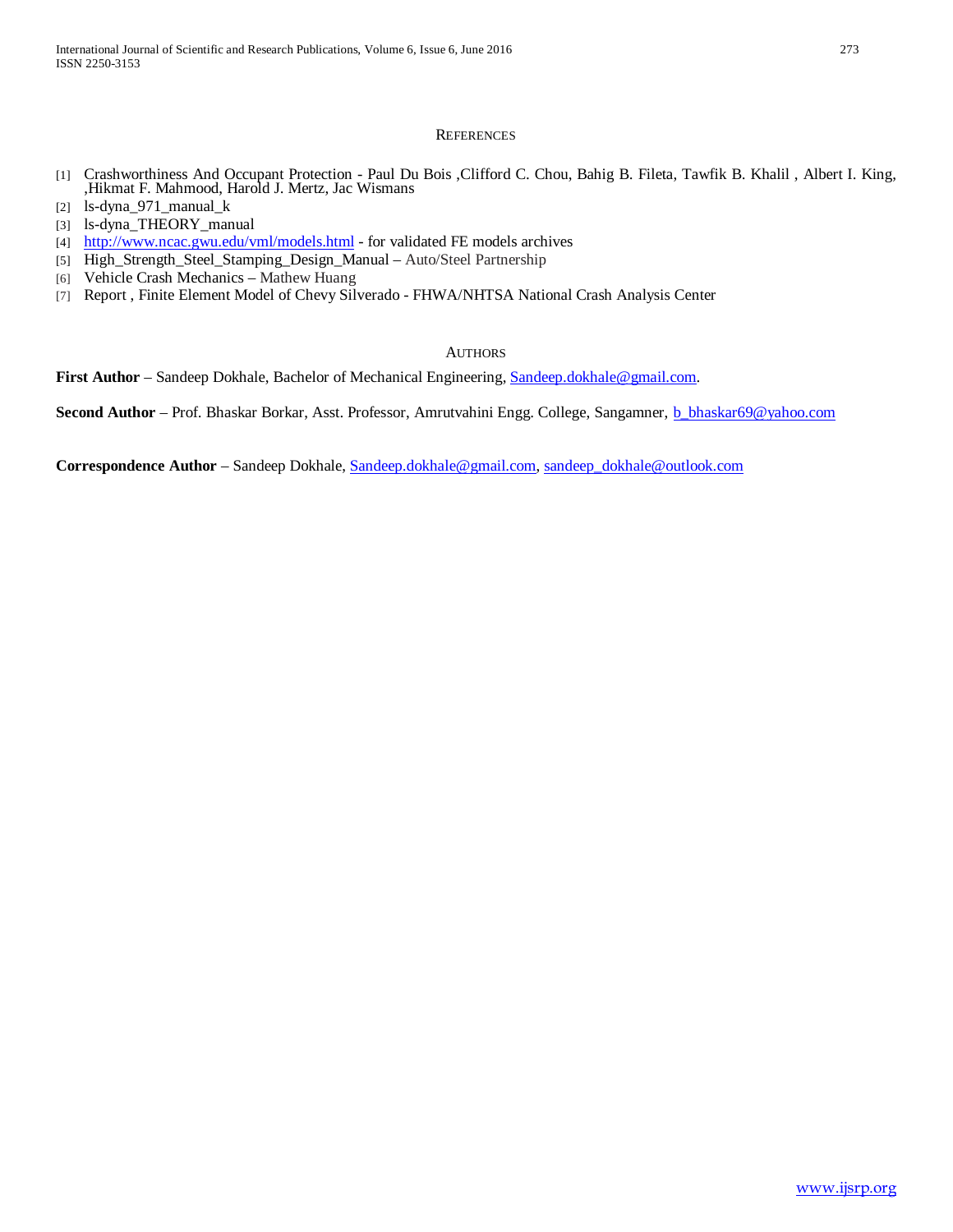## REFERENCES

[1] Crashworthiness And Occupant Protection - Paul Du Bois ,Clifford C. Chou, Bahig B. Fileta, Tawfik B. Khalil , Albert I. King, ,Hikmat F. Mahmood, Harold J. Mertz, Jac Wismans
[2] ls-dyna_971_manual_k
[3] ls-dyna_THEORY_manual
[4] http://www.ncac.gwu.edu/vml/models.html - for validated FE models archives
[5] High_Strength_Steel_Stamping_Design_Manual – Auto/Steel Partnership
[6] Vehicle Crash Mechanics – Mathew Huang
[7] Report , Finite Element Model of Chevy Silverado - FHWA/NHTSA National Crash Analysis Center

## AUTHORS

**First Author** – Sandeep Dokhale, Bachelor of Mechanical Engineering, Sandeep.dokhale@gmail.com.

**Second Author** – Prof. Bhaskar Borkar, Asst. Professor, Amrutvahini Engg. College, Sangamner, b_bhaskar69@yahoo.com

**Correspondence Author** – Sandeep Dokhale, Sandeep.dokhale@gmail.com, sandeep_dokhale@outlook.com